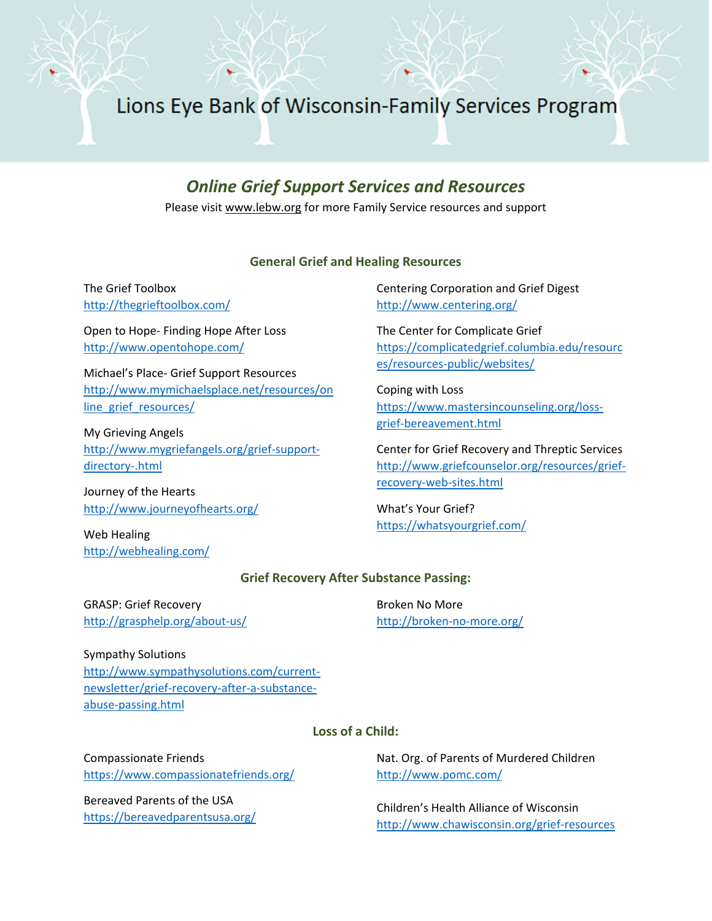# Lions Eye Bank of Wisconsin-Family Services Program

## *Online Grief Support Services and Resources*

Please visit www.lebw.org for more Family Service resources and support

### General Grief and Healing Resources

The Grief Toolbox
http://thegrieftoolbox.com/

Open to Hope- Finding Hope After Loss
http://www.opentohope.com/

Michael's Place- Grief Support Resources
http://www.mymichaelsplace.net/resources/online_grief_resources/

My Grieving Angels
http://www.mygriefangels.org/grief-support-directory-.html

Journey of the Hearts
http://www.journeyofhearts.org/

Web Healing
http://webhealing.com/

Centering Corporation and Grief Digest
http://www.centering.org/

The Center for Complicate Grief
https://complicatedgrief.columbia.edu/resources/resources-public/websites/

Coping with Loss
https://www.mastersincounseling.org/loss-grief-bereavement.html

Center for Grief Recovery and Threptic Services
http://www.griefcounselor.org/resources/grief-recovery-web-sites.html

What's Your Grief?
https://whatsyourgrief.com/

### Grief Recovery After Substance Passing:

GRASP: Grief Recovery
http://grasphelp.org/about-us/

Sympathy Solutions
http://www.sympathysolutions.com/current-newsletter/grief-recovery-after-a-substance-abuse-passing.html

Broken No More
http://broken-no-more.org/

### Loss of a Child:

Compassionate Friends
https://www.compassionatefriends.org/

Bereaved Parents of the USA
https://bereavedparentsusa.org/

Nat. Org. of Parents of Murdered Children
http://www.pomc.com/

Children's Health Alliance of Wisconsin
http://www.chawisconsin.org/grief-resources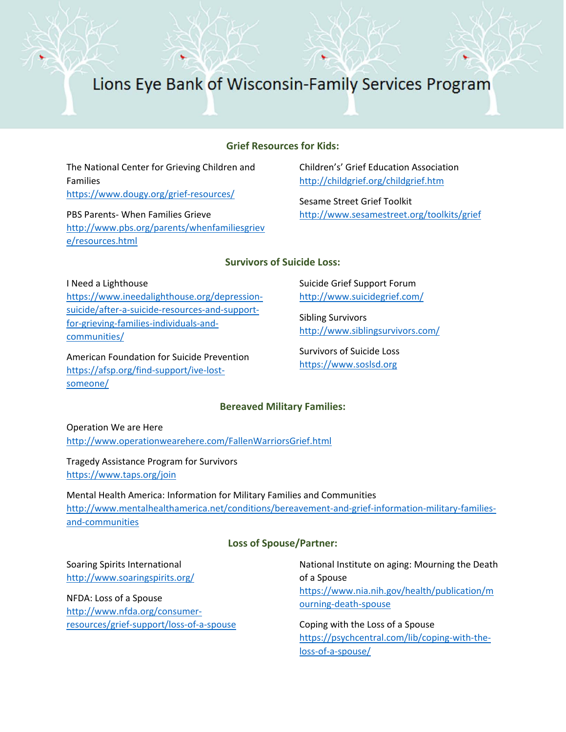# Lions Eye Bank of Wisconsin-Family Services Program

## Grief Resources for Kids:

The National Center for Grieving Children and Families
https://www.dougy.org/grief-resources/

PBS Parents- When Families Grieve
http://www.pbs.org/parents/whenfamiliesgrieve/resources.html

Children's' Grief Education Association
http://childgrief.org/childgrief.htm

Sesame Street Grief Toolkit
http://www.sesamestreet.org/toolkits/grief

## Survivors of Suicide Loss:

I Need a Lighthouse
https://www.ineedalighthouse.org/depression-suicide/after-a-suicide-resources-and-support-for-grieving-families-individuals-and-communities/

American Foundation for Suicide Prevention
https://afsp.org/find-support/ive-lost-someone/

Suicide Grief Support Forum
http://www.suicidegrief.com/

Sibling Survivors
http://www.siblingsurvivors.com/

Survivors of Suicide Loss
https://www.soslsd.org

## Bereaved Military Families:

Operation We are Here
http://www.operationwearehere.com/FallenWarriorsGrief.html

Tragedy Assistance Program for Survivors
https://www.taps.org/join

Mental Health America: Information for Military Families and Communities
http://www.mentalhealthamerica.net/conditions/bereavement-and-grief-information-military-families-and-communities

## Loss of Spouse/Partner:

Soaring Spirits International
http://www.soaringspirits.org/

NFDA: Loss of a Spouse
http://www.nfda.org/consumer-resources/grief-support/loss-of-a-spouse

National Institute on aging: Mourning the Death of a Spouse
https://www.nia.nih.gov/health/publication/mourning-death-spouse

Coping with the Loss of a Spouse
https://psychcentral.com/lib/coping-with-the-loss-of-a-spouse/